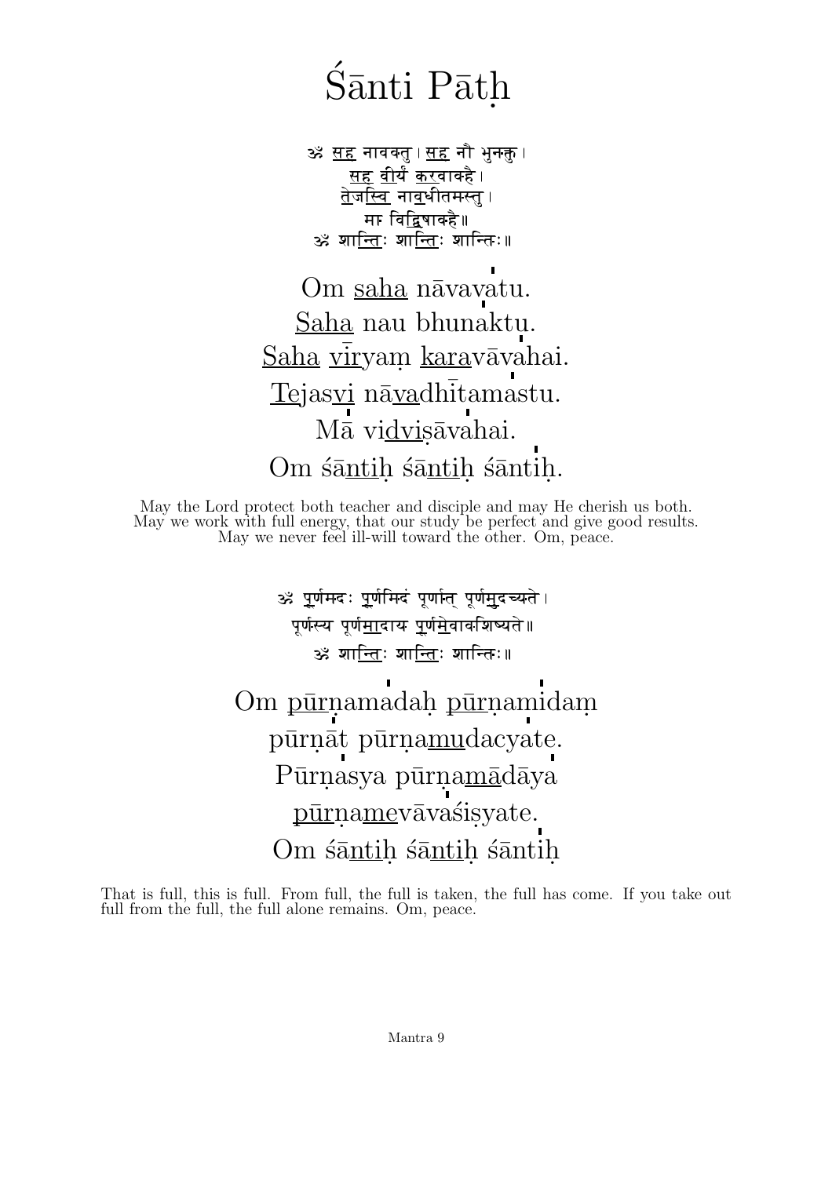# Śānti Pāṭh

ॐ सह नाववतु । सह नौ भुनक्तु ।
सह वीर्यं करवावहै ।
तेजस्वि नावधीतमस्तु ।
मा विद्विषावहै ॥
ॐ शान्तिः शान्तिः शान्तिः ॥

Om saha nāvavatu.
Saha nau bhunaktu.
Saha vīryaṃ karavāvahai.
Tejasvi nāvadhītamastu.
Mā vidviṣāvahai.
Om śāntiḥ śāntiḥ śāntiḥ.

May the Lord protect both teacher and disciple and may He cherish us both. May we work with full energy, that our study be perfect and give good results. May we never feel ill-will toward the other. Om, peace.

ॐ पूर्णमदः पूर्णमिदं पूर्णात् पूर्णमुदच्यते ।
पूर्णस्य पूर्णमादाय पूर्णमेवावशिष्यते ॥
ॐ शान्तिः शान्तिः शान्तिः ॥

Om pūrṇamadaḥ pūrṇamidaṃ
pūrṇāt pūrṇamudacyate.
Pūrṇasya pūrṇamādāya
pūrṇamevāvaśiṣyate.
Om śāntiḥ śāntiḥ śāntiḥ

That is full, this is full. From full, the full is taken, the full has come. If you take out full from the full, the full alone remains. Om, peace.

Mantra 9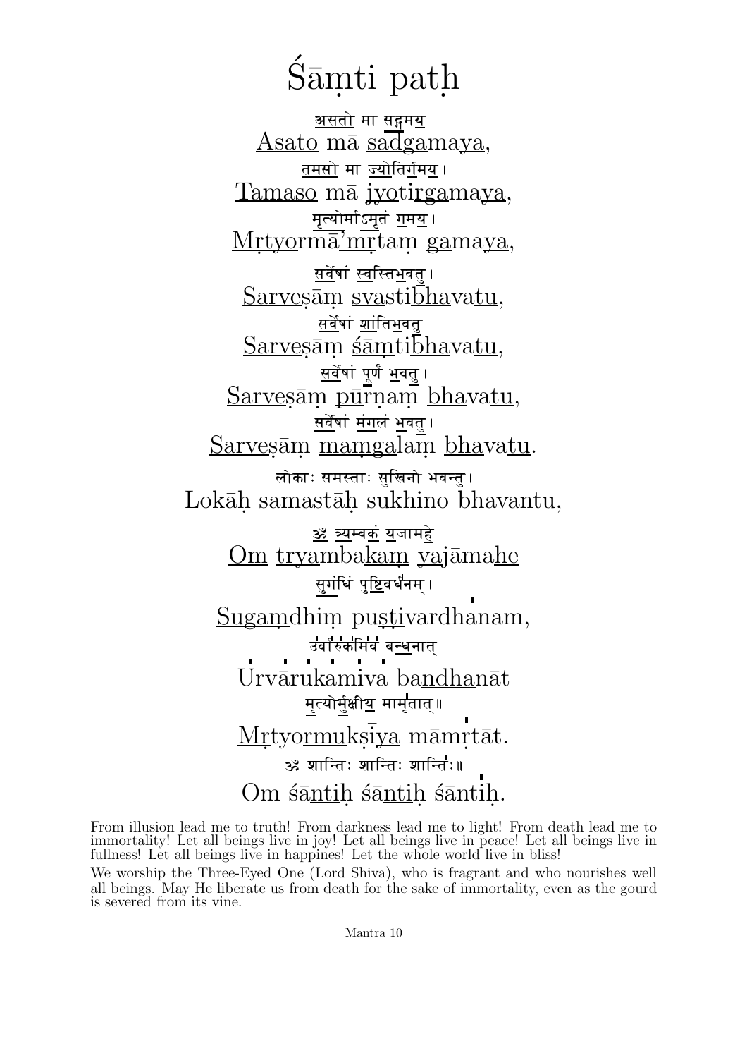# Śāṃti paṭh

असतो मा सद्गमय।
Asato mā sadgamaya,
तमसो मा ज्योतिर्गमय।
Tamaso mā jyotirgamaya,
मृत्योर्माऽमृतं गमय।
Mṛtyormā'mṛtaṃ gamaya,

सर्वेषां स्वस्तिभवतु।
Sarveṣāṃ svastibhavatu,
सर्वेषां शांतिभवतु।
Sarveṣāṃ śāṃtibhavatu,
सर्वेषां पूर्णं भवतु।
Sarveṣāṃ pūrṇaṃ bhavatu,
सर्वेषां मंगलं भवतु।
Sarveṣāṃ maṃgalaṃ bhavatu.

लोकाः समस्ताः सुखिनो भवन्तु।
Lokāḥ samastāḥ sukhino bhavantu,

ॐ त्र्यम्बकं यजामहे
Om tryambakaṃ yajāmahe
सुगंधिं पुष्टिवर्धनम्।
Sugaṃdhiṃ puṣṭivardhanam,
उर्वारुकमिव बन्धनात्
Urvārukamiva bandhanāt
मृत्योर्मुक्षीय मामृतात्॥
Mṛtyormukṣīya māmṛtāt.
ॐ शान्तिः शान्तिः शान्तिः॥
Om śāntiḥ śāntiḥ śāntiḥ.

From illusion lead me to truth! From darkness lead me to light! From death lead me to immortality! Let all beings live in joy! Let all beings live in peace! Let all beings live in fullness! Let all beings live in happines! Let the whole world live in bliss!

We worship the Three-Eyed One (Lord Shiva), who is fragrant and who nourishes well all beings. May He liberate us from death for the sake of immortality, even as the gourd is severed from its vine.

Mantra 10